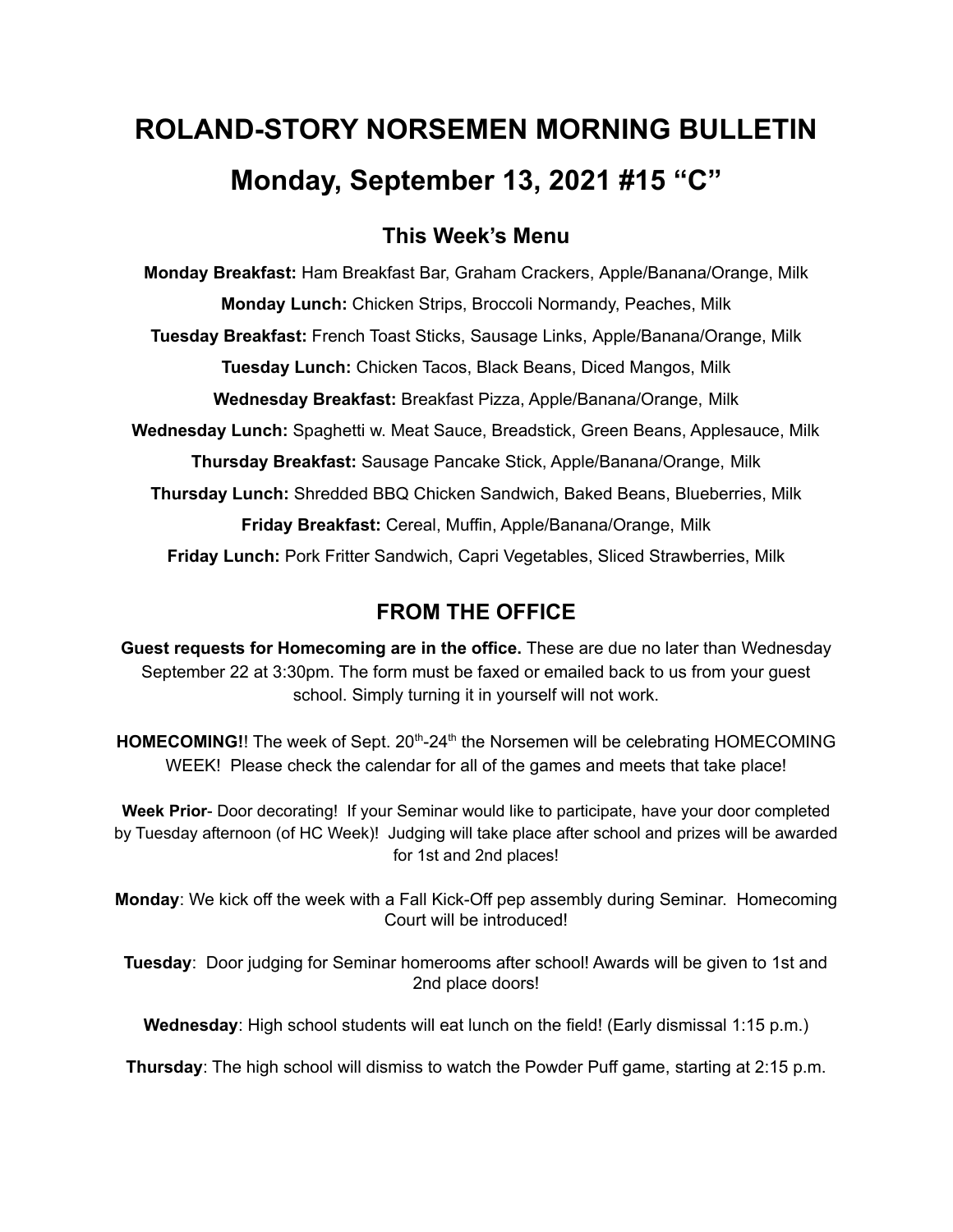# ROLAND-STORY NORSEMEN MORNING BULLETIN

# Monday, September 13, 2021 #15 "C"

## This Week's Menu

**Monday Breakfast:** Ham Breakfast Bar, Graham Crackers, Apple/Banana/Orange, Milk

**Monday Lunch:** Chicken Strips, Broccoli Normandy, Peaches, Milk

**Tuesday Breakfast:** French Toast Sticks, Sausage Links, Apple/Banana/Orange, Milk

**Tuesday Lunch:** Chicken Tacos, Black Beans, Diced Mangos, Milk

**Wednesday Breakfast:** Breakfast Pizza, Apple/Banana/Orange, Milk

**Wednesday Lunch:** Spaghetti w. Meat Sauce, Breadstick, Green Beans, Applesauce, Milk

**Thursday Breakfast:** Sausage Pancake Stick, Apple/Banana/Orange, Milk

**Thursday Lunch:** Shredded BBQ Chicken Sandwich, Baked Beans, Blueberries, Milk

**Friday Breakfast:** Cereal, Muffin, Apple/Banana/Orange, Milk

**Friday Lunch:** Pork Fritter Sandwich, Capri Vegetables, Sliced Strawberries, Milk

## FROM THE OFFICE

**Guest requests for Homecoming are in the office.** These are due no later than Wednesday September 22 at 3:30pm. The form must be faxed or emailed back to us from your guest school. Simply turning it in yourself will not work.

**HOMECOMING!**! The week of Sept. 20th-24th the Norsemen will be celebrating HOMECOMING WEEK! Please check the calendar for all of the games and meets that take place!

**Week Prior**- Door decorating! If your Seminar would like to participate, have your door completed by Tuesday afternoon (of HC Week)! Judging will take place after school and prizes will be awarded for 1st and 2nd places!

**Monday**: We kick off the week with a Fall Kick-Off pep assembly during Seminar. Homecoming Court will be introduced!

**Tuesday**: Door judging for Seminar homerooms after school! Awards will be given to 1st and 2nd place doors!

**Wednesday**: High school students will eat lunch on the field! (Early dismissal 1:15 p.m.)

**Thursday**: The high school will dismiss to watch the Powder Puff game, starting at 2:15 p.m.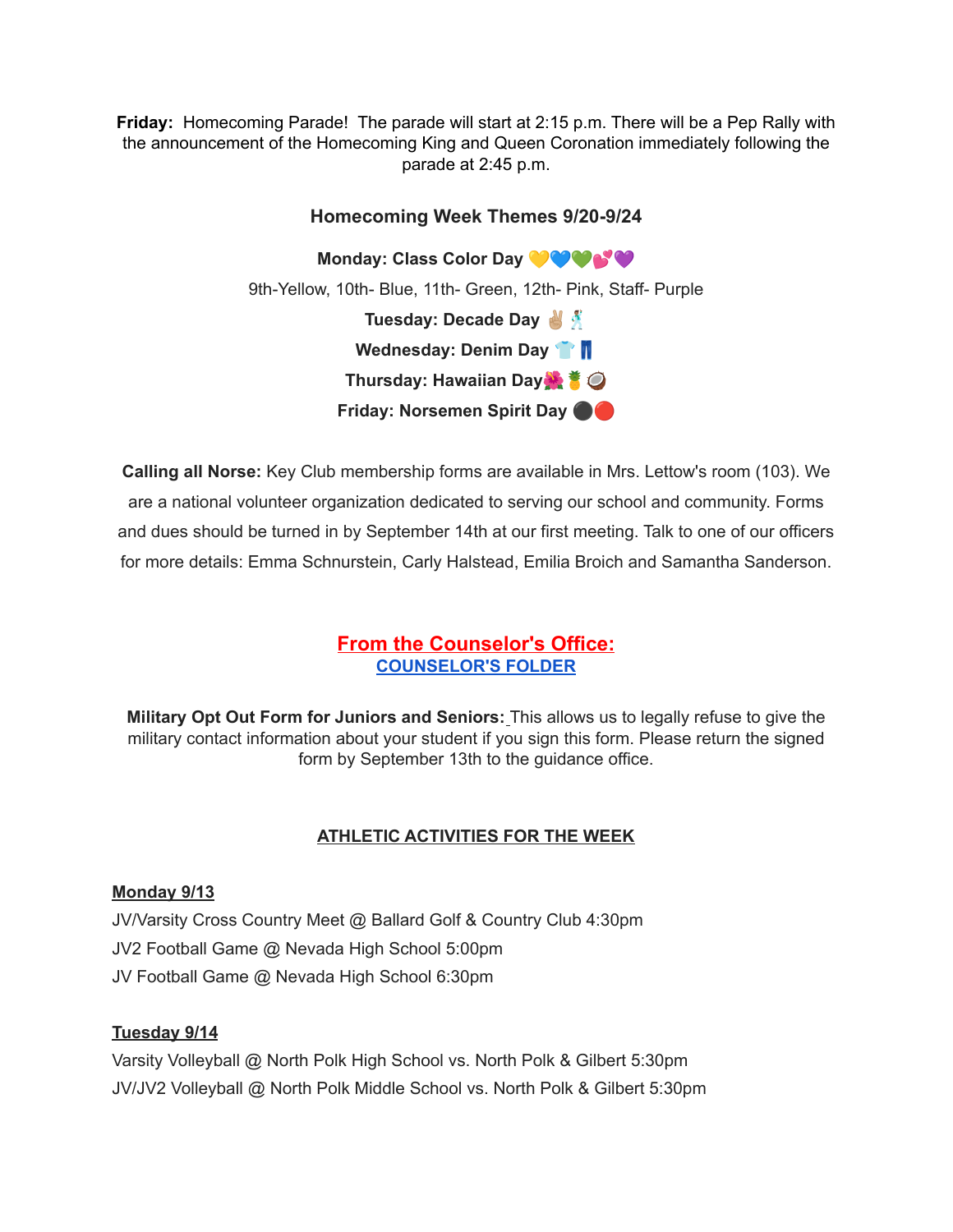**Friday:** Homecoming Parade! The parade will start at 2:15 p.m. There will be a Pep Rally with the announcement of the Homecoming King and Queen Coronation immediately following the parade at 2:45 p.m.

### Homecoming Week Themes 9/20-9/24

**Monday: Class Color Day** 💛💙💚💕💜

9th-Yellow, 10th- Blue, 11th- Green, 12th- Pink, Staff- Purple

**Tuesday: Decade Day** ✌🏼🕺

**Wednesday: Denim Day** 👕👖

**Thursday: Hawaiian Day**🌺🍍🥥

**Friday: Norsemen Spirit Day** ⚫🔴

**Calling all Norse:** Key Club membership forms are available in Mrs. Lettow's room (103). We are a national volunteer organization dedicated to serving our school and community. Forms and dues should be turned in by September 14th at our first meeting. Talk to one of our officers for more details: Emma Schnurstein, Carly Halstead, Emilia Broich and Samantha Sanderson.

## From the Counselor's Office:

**COUNSELOR'S FOLDER**

**Military Opt Out Form for Juniors and Seniors:** This allows us to legally refuse to give the military contact information about your student if you sign this form. Please return the signed form by September 13th to the guidance office.

## ATHLETIC ACTIVITIES FOR THE WEEK

**Monday 9/13**

JV/Varsity Cross Country Meet @ Ballard Golf & Country Club 4:30pm

JV2 Football Game @ Nevada High School 5:00pm

JV Football Game @ Nevada High School 6:30pm

**Tuesday 9/14**

Varsity Volleyball @ North Polk High School vs. North Polk & Gilbert 5:30pm

JV/JV2 Volleyball @ North Polk Middle School vs. North Polk & Gilbert 5:30pm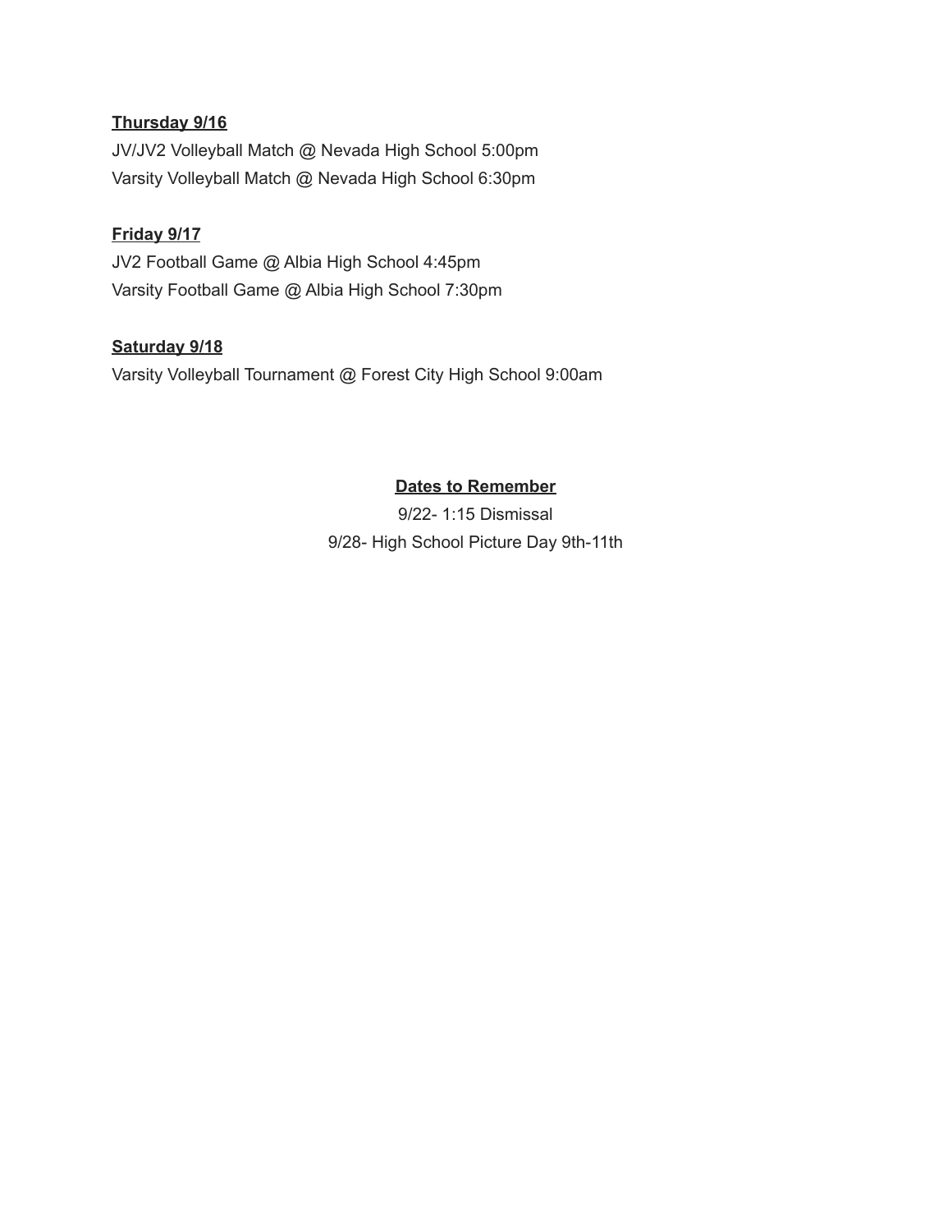**Thursday 9/16**

JV/JV2 Volleyball Match @ Nevada High School 5:00pm
Varsity Volleyball Match @ Nevada High School 6:30pm

**Friday 9/17**

JV2 Football Game @ Albia High School 4:45pm
Varsity Football Game @ Albia High School 7:30pm

**Saturday 9/18**

Varsity Volleyball Tournament @ Forest City High School 9:00am

**Dates to Remember**

9/22- 1:15 Dismissal
9/28- High School Picture Day 9th-11th